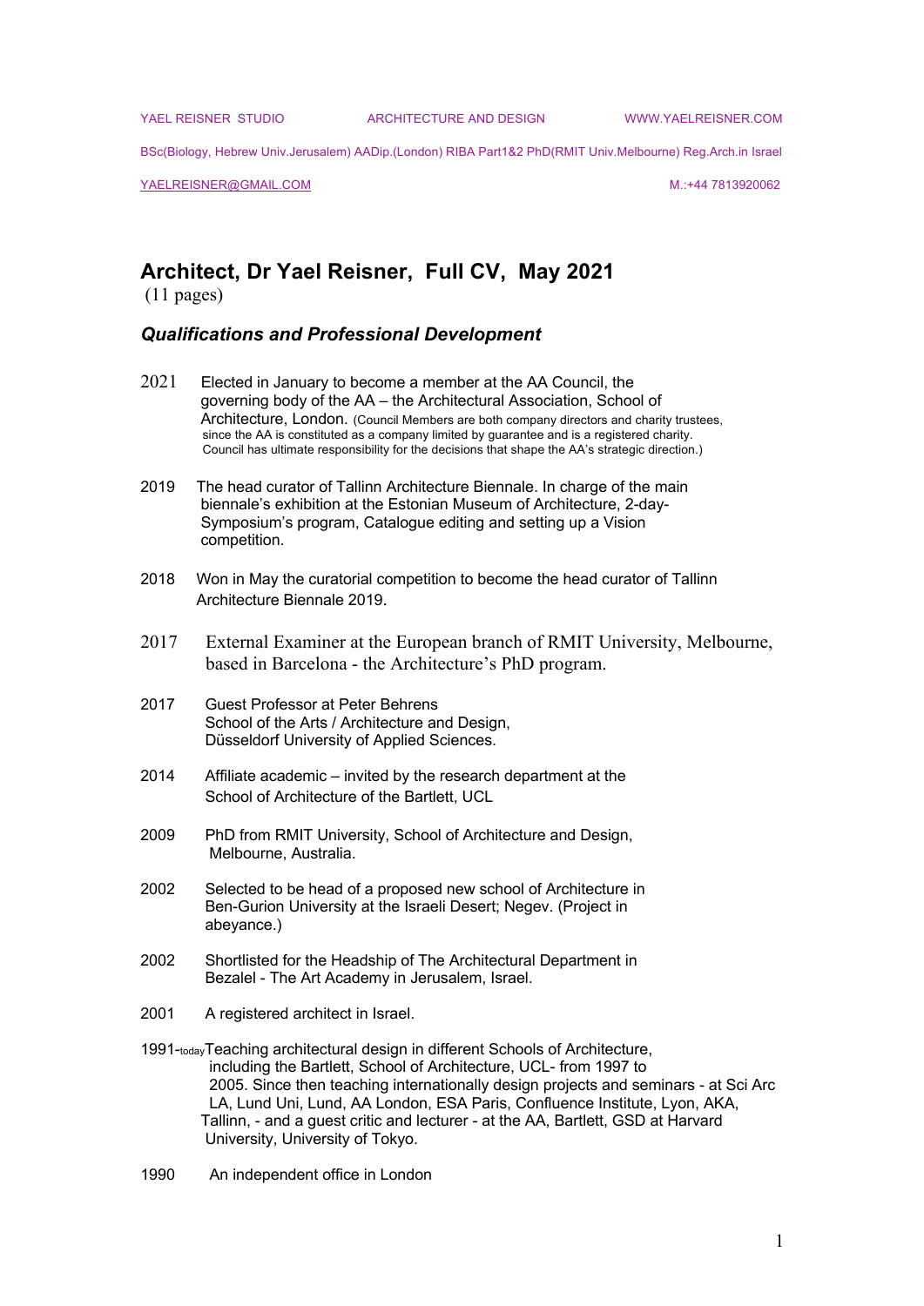YAEL REISNER STUDIO ARCHITECTURE AND DESIGN WWW.YAELREISNER.COM

BSc(Biology, Hebrew Univ.Jerusalem) AADip.(London) RIBA Part1&2 PhD(RMIT Univ.Melbourne) Reg.Arch.in Israel

YAELREISNER@GMAIL.COM M.:+44 7813920062

# Architect, Dr Yael Reisner, Full CV, May 2021

(11 pages)

## *Qualifications and Professional Development*

2021 Elected in January to become a member at the AA Council, the governing body of the AA – the Architectural Association, School of Architecture, London. (Council Members are both company directors and charity trustees, since the AA is constituted as a company limited by guarantee and is a registered charity. Council has ultimate responsibility for the decisions that shape the AA's strategic direction.)

2019 The head curator of Tallinn Architecture Biennale. In charge of the main biennale's exhibition at the Estonian Museum of Architecture, 2-day-Symposium's program, Catalogue editing and setting up a Vision competition.

2018 Won in May the curatorial competition to become the head curator of Tallinn Architecture Biennale 2019.

2017 External Examiner at the European branch of RMIT University, Melbourne, based in Barcelona - the Architecture's PhD program.

2017 Guest Professor at Peter Behrens School of the Arts / Architecture and Design, Düsseldorf University of Applied Sciences.

2014 Affiliate academic – invited by the research department at the School of Architecture of the Bartlett, UCL

2009 PhD from RMIT University, School of Architecture and Design, Melbourne, Australia.

2002 Selected to be head of a proposed new school of Architecture in Ben-Gurion University at the Israeli Desert; Negev. (Project in abeyance.)

2002 Shortlisted for the Headship of The Architectural Department in Bezalel - The Art Academy in Jerusalem, Israel.

2001 A registered architect in Israel.

1991-today Teaching architectural design in different Schools of Architecture, including the Bartlett, School of Architecture, UCL- from 1997 to 2005. Since then teaching internationally design projects and seminars - at Sci Arc LA, Lund Uni, Lund, AA London, ESA Paris, Confluence Institute, Lyon, AKA, Tallinn, - and a guest critic and lecturer - at the AA, Bartlett, GSD at Harvard University, University of Tokyo.

1990 An independent office in London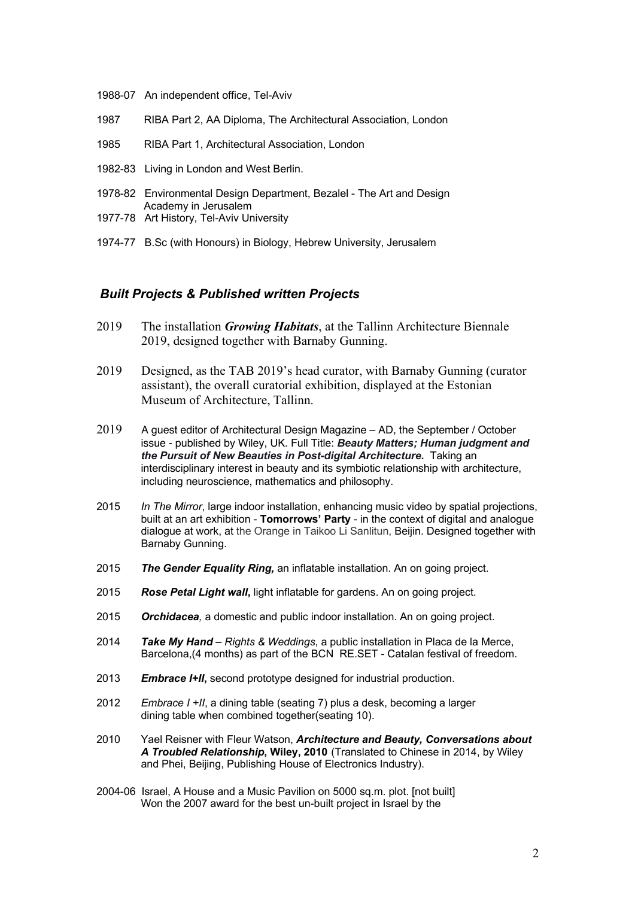1988-07 An independent office, Tel-Aviv

1987 RIBA Part 2, AA Diploma, The Architectural Association, London

1985 RIBA Part 1, Architectural Association, London

1982-83 Living in London and West Berlin.

1978-82 Environmental Design Department, Bezalel - The Art and Design Academy in Jerusalem

1977-78 Art History, Tel-Aviv University

1974-77 B.Sc (with Honours) in Biology, Hebrew University, Jerusalem

## *Built Projects & Published written Projects*

2019 The installation ***Growing Habitats***, at the Tallinn Architecture Biennale 2019, designed together with Barnaby Gunning.

2019 Designed, as the TAB 2019's head curator, with Barnaby Gunning (curator assistant), the overall curatorial exhibition, displayed at the Estonian Museum of Architecture, Tallinn.

2019 A guest editor of Architectural Design Magazine – AD, the September / October issue - published by Wiley, UK. Full Title: ***Beauty Matters; Human judgment and the Pursuit of New Beauties in Post-digital Architecture.*** Taking an interdisciplinary interest in beauty and its symbiotic relationship with architecture, including neuroscience, mathematics and philosophy.

2015 *In The Mirror*, large indoor installation, enhancing music video by spatial projections, built at an art exhibition - **Tomorrows' Party** - in the context of digital and analogue dialogue at work, at the Orange in Taikoo Li Sanlitun, Beijin. Designed together with Barnaby Gunning.

2015 ***The Gender Equality Ring,*** an inflatable installation. An on going project.

2015 ***Rose Petal Light wall***, light inflatable for gardens. An on going project.

2015 ***Orchidacea****,* a domestic and public indoor installation. An on going project.

2014 ***Take My Hand*** – *Rights & Weddings*, a public installation in Placa de la Merce, Barcelona,(4 months) as part of the BCN RE.SET - Catalan festival of freedom.

2013 ***Embrace I+II***, second prototype designed for industrial production.

2012 *Embrace I +II*, a dining table (seating 7) plus a desk, becoming a larger dining table when combined together(seating 10).

2010 Yael Reisner with Fleur Watson, ***Architecture and Beauty, Conversations about A Troubled Relationship***, **Wiley, 2010** (Translated to Chinese in 2014, by Wiley and Phei, Beijing, Publishing House of Electronics Industry).

2004-06 Israel, A House and a Music Pavilion on 5000 sq.m. plot. [not built] Won the 2007 award for the best un-built project in Israel by the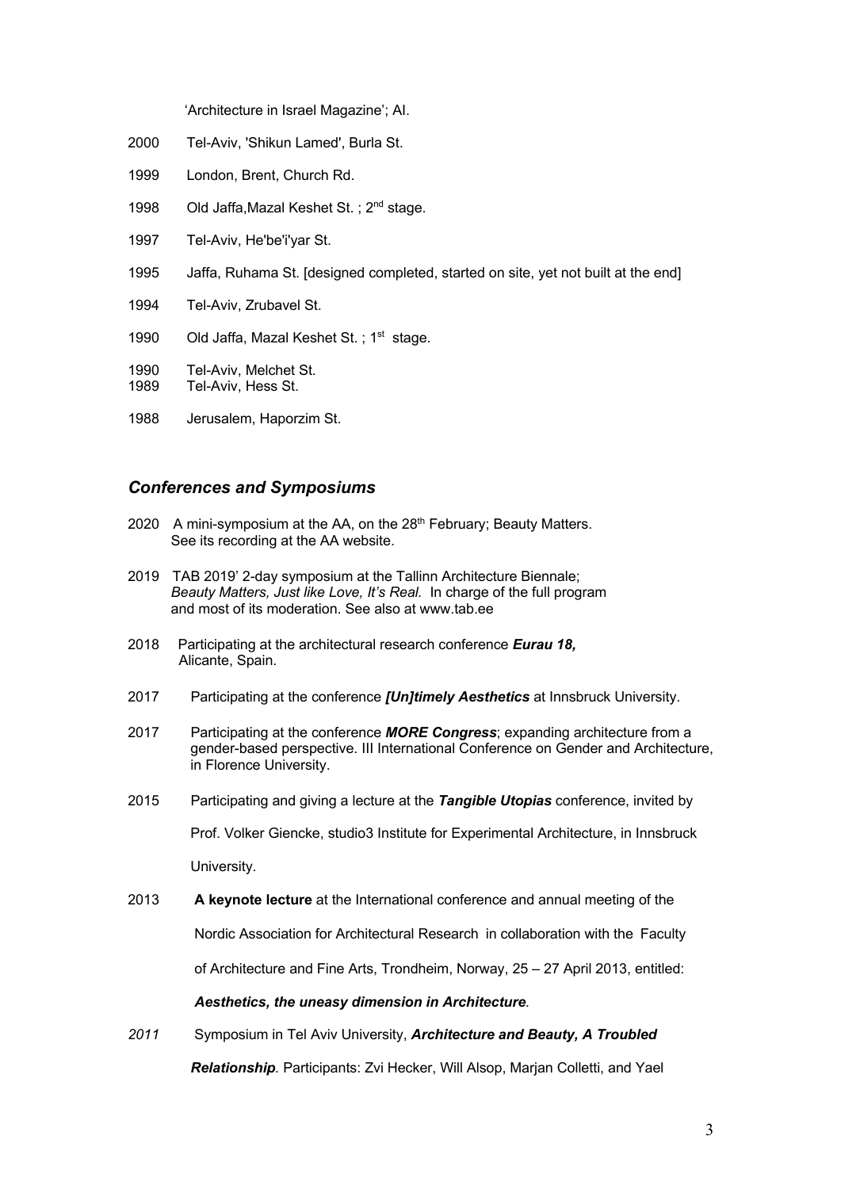'Architecture in Israel Magazine'; AI.

2000 Tel-Aviv, 'Shikun Lamed', Burla St.

1999 London, Brent, Church Rd.

1998 Old Jaffa,Mazal Keshet St. ; 2nd stage.

1997 Tel-Aviv, He'be'i'yar St.

1995 Jaffa, Ruhama St. [designed completed, started on site, yet not built at the end]

1994 Tel-Aviv, Zrubavel St.

1990 Old Jaffa, Mazal Keshet St. ; 1st stage.

1990 Tel-Aviv, Melchet St.
1989 Tel-Aviv, Hess St.

1988 Jerusalem, Haporzim St.

## *Conferences and Symposiums*

2020 A mini-symposium at the AA, on the 28th February; Beauty Matters. See its recording at the AA website.

2019 TAB 2019' 2-day symposium at the Tallinn Architecture Biennale; *Beauty Matters, Just like Love, It's Real.* In charge of the full program and most of its moderation. See also at www.tab.ee

2018 Participating at the architectural research conference ***Eurau 18,*** Alicante, Spain.

2017 Participating at the conference ***[Un]timely Aesthetics*** at Innsbruck University.

2017 Participating at the conference ***MORE Congress***; expanding architecture from a gender-based perspective. III International Conference on Gender and Architecture, in Florence University.

2015 Participating and giving a lecture at the ***Tangible Utopias*** conference, invited by Prof. Volker Giencke, studio3 Institute for Experimental Architecture, in Innsbruck University.

2013 **A keynote lecture** at the International conference and annual meeting of the Nordic Association for Architectural Research in collaboration with the Faculty of Architecture and Fine Arts, Trondheim, Norway, 25 – 27 April 2013, entitled: ***Aesthetics, the uneasy dimension in Architecture.***

*2011* Symposium in Tel Aviv University, ***Architecture and Beauty, A Troubled Relationship.*** Participants: Zvi Hecker, Will Alsop, Marjan Colletti, and Yael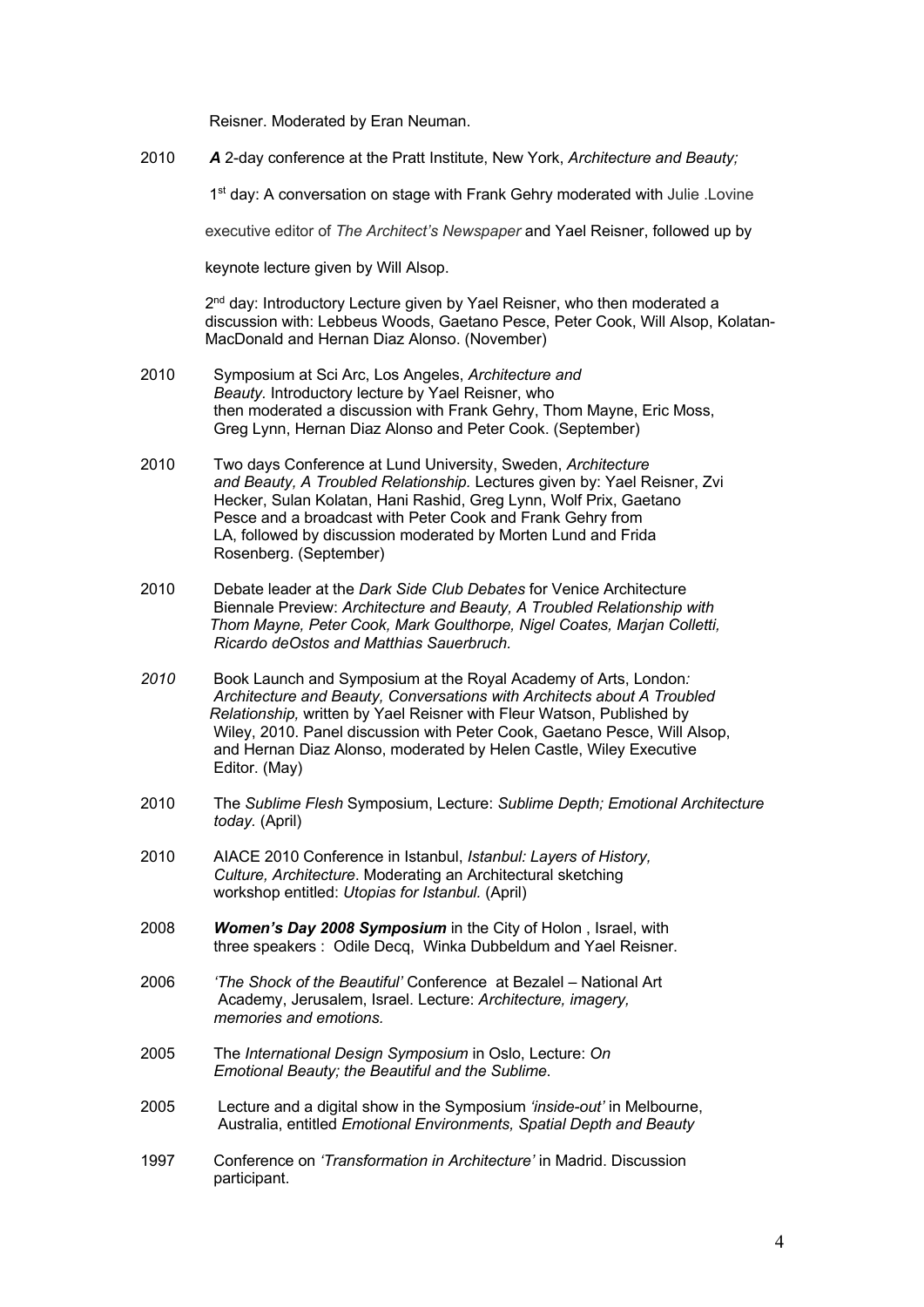Reisner. Moderated by Eran Neuman.

2010 ***A*** 2-day conference at the Pratt Institute, New York, *Architecture and Beauty;*

1st day: A conversation on stage with Frank Gehry moderated with Julie .Lovine executive editor of *The Architect's Newspaper* and Yael Reisner, followed up by keynote lecture given by Will Alsop.

2nd day: Introductory Lecture given by Yael Reisner, who then moderated a discussion with: Lebbeus Woods, Gaetano Pesce, Peter Cook, Will Alsop, Kolatan-MacDonald and Hernan Diaz Alonso. (November)

2010 Symposium at Sci Arc, Los Angeles, *Architecture and Beauty.* Introductory lecture by Yael Reisner, who then moderated a discussion with Frank Gehry, Thom Mayne, Eric Moss, Greg Lynn, Hernan Diaz Alonso and Peter Cook. (September)

2010 Two days Conference at Lund University, Sweden, *Architecture and Beauty, A Troubled Relationship.* Lectures given by: Yael Reisner, Zvi Hecker, Sulan Kolatan, Hani Rashid, Greg Lynn, Wolf Prix, Gaetano Pesce and a broadcast with Peter Cook and Frank Gehry from LA, followed by discussion moderated by Morten Lund and Frida Rosenberg. (September)

2010 Debate leader at the *Dark Side Club Debates* for Venice Architecture Biennale Preview: *Architecture and Beauty, A Troubled Relationship with Thom Mayne, Peter Cook, Mark Goulthorpe, Nigel Coates, Marjan Colletti, Ricardo deOstos and Matthias Sauerbruch.*

*2010* Book Launch and Symposium at the Royal Academy of Arts, London*: Architecture and Beauty, Conversations with Architects about A Troubled Relationship,* written by Yael Reisner with Fleur Watson, Published by Wiley, 2010. Panel discussion with Peter Cook, Gaetano Pesce, Will Alsop, and Hernan Diaz Alonso, moderated by Helen Castle, Wiley Executive Editor. (May)

2010 The *Sublime Flesh* Symposium, Lecture: *Sublime Depth; Emotional Architecture today.* (April)

2010 AIACE 2010 Conference in Istanbul, *Istanbul: Layers of History, Culture, Architecture*. Moderating an Architectural sketching workshop entitled: *Utopias for Istanbul.* (April)

2008 ***Women's Day 2008 Symposium*** in the City of Holon , Israel, with three speakers : Odile Decq, Winka Dubbeldum and Yael Reisner.

2006 *'The Shock of the Beautiful'* Conference at Bezalel – National Art Academy, Jerusalem, Israel. Lecture: *Architecture, imagery, memories and emotions.*

2005 The *International Design Symposium* in Oslo, Lecture: *On Emotional Beauty; the Beautiful and the Sublime.*

2005 Lecture and a digital show in the Symposium *'inside-out'* in Melbourne, Australia, entitled *Emotional Environments, Spatial Depth and Beauty*

1997 Conference on *'Transformation in Architecture'* in Madrid. Discussion participant.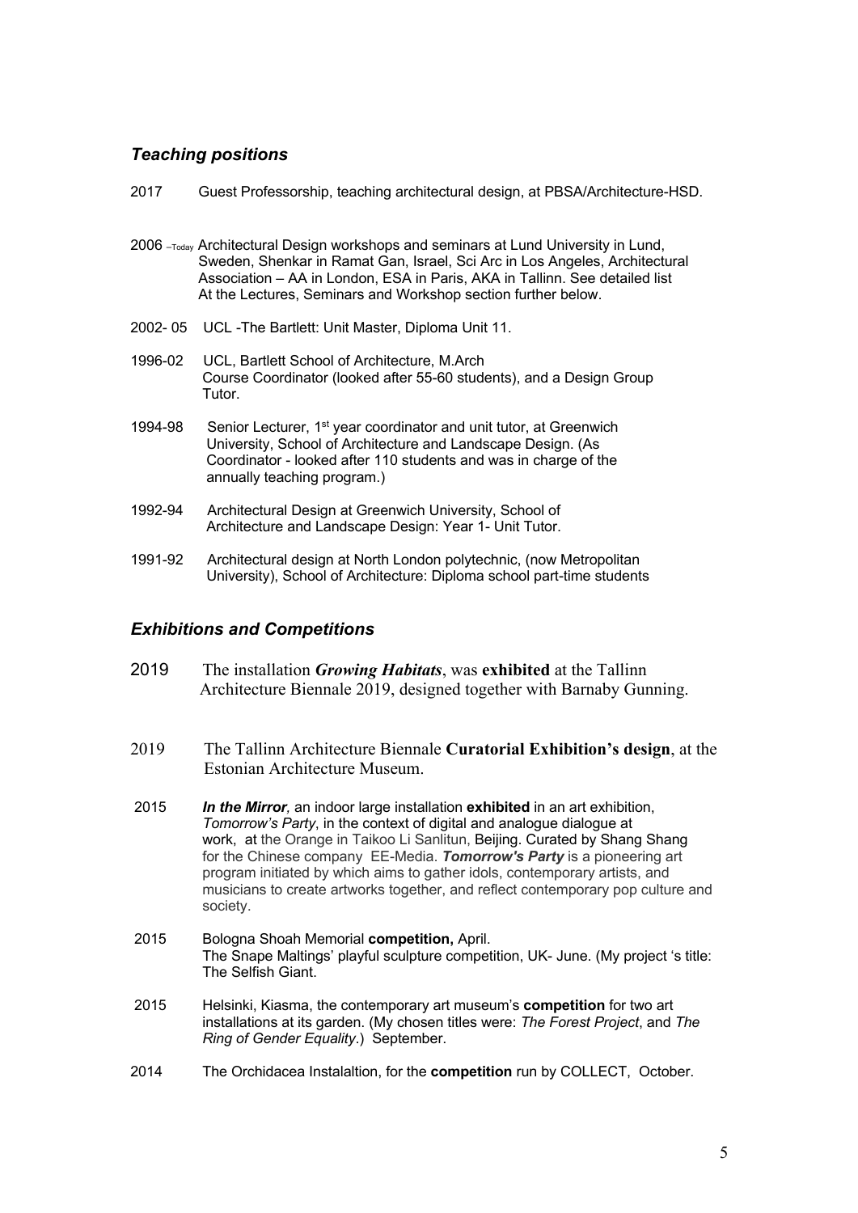## *Teaching positions*

2017 Guest Professorship, teaching architectural design, at PBSA/Architecture-HSD.

2006 –Today Architectural Design workshops and seminars at Lund University in Lund, Sweden, Shenkar in Ramat Gan, Israel, Sci Arc in Los Angeles, Architectural Association – AA in London, ESA in Paris, AKA in Tallinn. See detailed list At the Lectures, Seminars and Workshop section further below.

2002- 05 UCL -The Bartlett: Unit Master, Diploma Unit 11.

1996-02 UCL, Bartlett School of Architecture, M.Arch Course Coordinator (looked after 55-60 students), and a Design Group Tutor.

1994-98 Senior Lecturer, 1st year coordinator and unit tutor, at Greenwich University, School of Architecture and Landscape Design. (As Coordinator - looked after 110 students and was in charge of the annually teaching program.)

1992-94 Architectural Design at Greenwich University, School of Architecture and Landscape Design: Year 1- Unit Tutor.

1991-92 Architectural design at North London polytechnic, (now Metropolitan University), School of Architecture: Diploma school part-time students

## *Exhibitions and Competitions*

2019 The installation ***Growing Habitats***, was **exhibited** at the Tallinn Architecture Biennale 2019, designed together with Barnaby Gunning.

2019 The Tallinn Architecture Biennale **Curatorial Exhibition's design**, at the Estonian Architecture Museum.

2015 ***In the Mirror,*** an indoor large installation **exhibited** in an art exhibition, *Tomorrow's Party*, in the context of digital and analogue dialogue at work, at the Orange in Taikoo Li Sanlitun, Beijing. Curated by Shang Shang for the Chinese company EE-Media. ***Tomorrow's Party*** is a pioneering art program initiated by which aims to gather idols, contemporary artists, and musicians to create artworks together, and reflect contemporary pop culture and society.

2015 Bologna Shoah Memorial **competition,** April. The Snape Maltings' playful sculpture competition, UK- June. (My project 's title: The Selfish Giant.

2015 Helsinki, Kiasma, the contemporary art museum's **competition** for two art installations at its garden. (My chosen titles were: *The Forest Project*, and *The Ring of Gender Equality*.) September.

2014 The Orchidacea Instalaltion, for the **competition** run by COLLECT, October.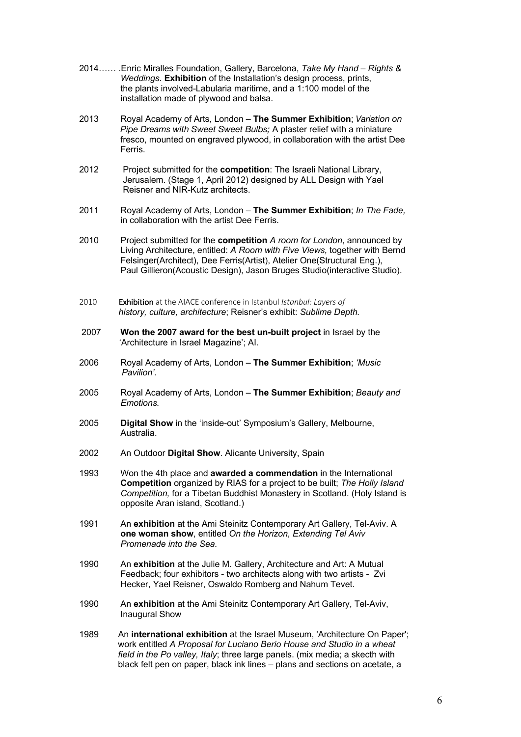2014…… .Enric Miralles Foundation, Gallery, Barcelona, *Take My Hand – Rights & Weddings*. **Exhibition** of the Installation's design process, prints, the plants involved-Labularia maritime, and a 1:100 model of the installation made of plywood and balsa.

2013 Royal Academy of Arts, London – **The Summer Exhibition**; *Variation on Pipe Dreams with Sweet Sweet Bulbs;* A plaster relief with a miniature fresco, mounted on engraved plywood, in collaboration with the artist Dee Ferris.

2012 Project submitted for the **competition**: The Israeli National Library, Jerusalem. (Stage 1, April 2012) designed by ALL Design with Yael Reisner and NIR-Kutz architects.

2011 Royal Academy of Arts, London – **The Summer Exhibition**; *In The Fade,* in collaboration with the artist Dee Ferris.

2010 Project submitted for the **competition** *A room for London*, announced by Living Architecture, entitled: *A Room with Five Views,* together with Bernd Felsinger(Architect), Dee Ferris(Artist), Atelier One(Structural Eng.), Paul Gillieron(Acoustic Design), Jason Bruges Studio(interactive Studio).

2010 **Exhibition** at the AIACE conference in Istanbul *Istanbul: Layers of history, culture, architecture*; Reisner's exhibit: *Sublime Depth.*

2007 **Won the 2007 award for the best un-built project** in Israel by the 'Architecture in Israel Magazine'; AI.

2006 Royal Academy of Arts, London – **The Summer Exhibition**; *'Music Pavilion'.*

2005 Royal Academy of Arts, London – **The Summer Exhibition**; *Beauty and Emotions.*

2005 **Digital Show** in the 'inside-out' Symposium's Gallery, Melbourne, Australia.

2002 An Outdoor **Digital Show**. Alicante University, Spain

1993 Won the 4th place and **awarded a commendation** in the International **Competition** organized by RIAS for a project to be built; *The Holly Island Competition,* for a Tibetan Buddhist Monastery in Scotland. (Holy Island is opposite Aran island, Scotland.)

1991 An **exhibition** at the Ami Steinitz Contemporary Art Gallery, Tel-Aviv. A **one woman show**, entitled *On the Horizon, Extending Tel Aviv Promenade into the Sea.*

1990 An **exhibition** at the Julie M. Gallery, Architecture and Art: A Mutual Feedback; four exhibitors - two architects along with two artists - Zvi Hecker, Yael Reisner, Oswaldo Romberg and Nahum Tevet.

1990 An **exhibition** at the Ami Steinitz Contemporary Art Gallery, Tel-Aviv, Inaugural Show

1989 An **international exhibition** at the Israel Museum, 'Architecture On Paper'; work entitled *A Proposal for Luciano Berio House and Studio in a wheat field in the Po valley, Italy*; three large panels. (mix media; a skecth with black felt pen on paper, black ink lines – plans and sections on acetate, a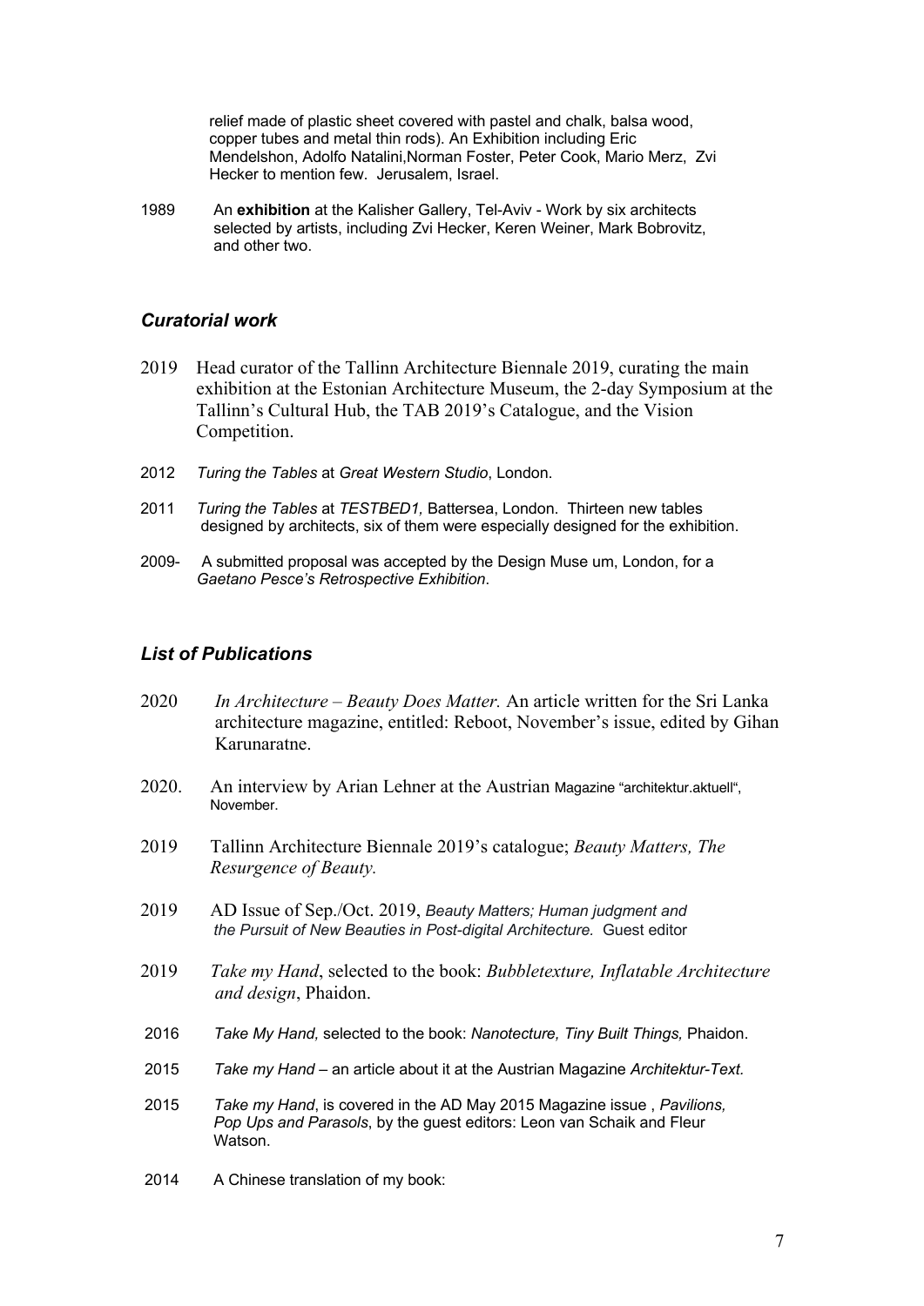relief made of plastic sheet covered with pastel and chalk, balsa wood, copper tubes and metal thin rods). An Exhibition including Eric Mendelshon, Adolfo Natalini,Norman Foster, Peter Cook, Mario Merz, Zvi Hecker to mention few. Jerusalem, Israel.

1989 An **exhibition** at the Kalisher Gallery, Tel-Aviv - Work by six architects selected by artists, including Zvi Hecker, Keren Weiner, Mark Bobrovitz, and other two.

## *Curatorial work*

2019 Head curator of the Tallinn Architecture Biennale 2019, curating the main exhibition at the Estonian Architecture Museum, the 2-day Symposium at the Tallinn's Cultural Hub, the TAB 2019's Catalogue, and the Vision Competition.

2012 *Turing the Tables* at *Great Western Studio*, London.

2011 *Turing the Tables* at *TESTBED1,* Battersea, London. Thirteen new tables designed by architects, six of them were especially designed for the exhibition.

2009- A submitted proposal was accepted by the Design Muse um, London, for a *Gaetano Pesce's Retrospective Exhibition*.

## *List of Publications*

2020 *In Architecture – Beauty Does Matter.* An article written for the Sri Lanka architecture magazine, entitled: Reboot, November's issue, edited by Gihan Karunaratne.

2020. An interview by Arian Lehner at the Austrian Magazine "architektur.aktuell", November.

2019 Tallinn Architecture Biennale 2019's catalogue; *Beauty Matters, The Resurgence of Beauty.*

2019 AD Issue of Sep./Oct. 2019, *Beauty Matters; Human judgment and the Pursuit of New Beauties in Post-digital Architecture.* Guest editor

2019 *Take my Hand*, selected to the book: *Bubbletexture, Inflatable Architecture and design*, Phaidon.

2016 *Take My Hand,* selected to the book: *Nanotecture, Tiny Built Things,* Phaidon.

2015 *Take my Hand* – an article about it at the Austrian Magazine *Architektur-Text.*

2015 *Take my Hand*, is covered in the AD May 2015 Magazine issue , *Pavilions, Pop Ups and Parasols*, by the guest editors: Leon van Schaik and Fleur Watson.

2014 A Chinese translation of my book: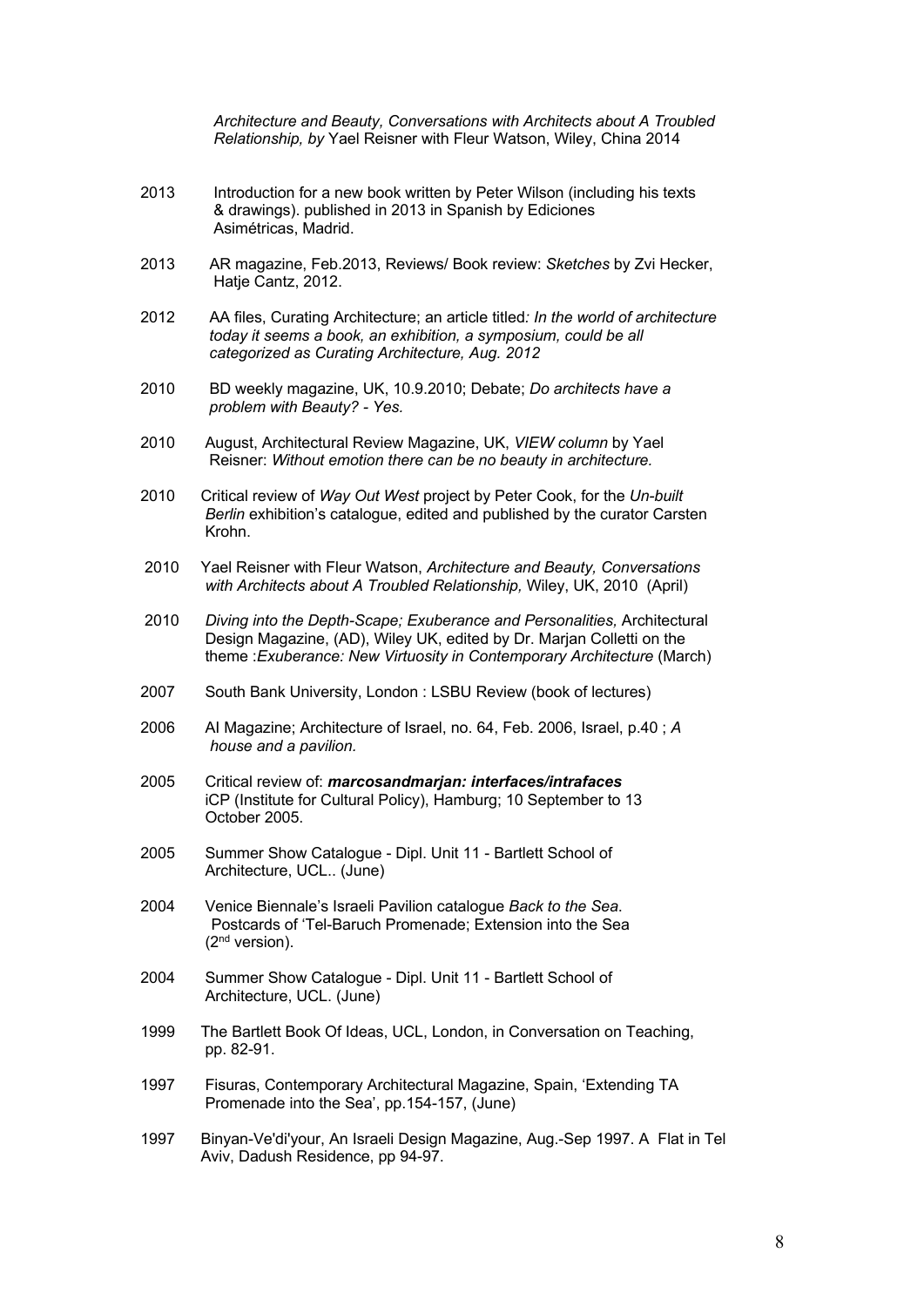*Architecture and Beauty, Conversations with Architects about A Troubled Relationship, by* Yael Reisner with Fleur Watson, Wiley, China 2014

2013 Introduction for a new book written by Peter Wilson (including his texts & drawings). published in 2013 in Spanish by Ediciones Asimétricas, Madrid.

2013 AR magazine, Feb.2013, Reviews/ Book review: *Sketches* by Zvi Hecker, Hatje Cantz, 2012.

2012 AA files, Curating Architecture; an article titled*: In the world of architecture today it seems a book, an exhibition, a symposium, could be all categorized as Curating Architecture, Aug. 2012*

2010 BD weekly magazine, UK, 10.9.2010; Debate; *Do architects have a problem with Beauty? - Yes.*

2010 August, Architectural Review Magazine, UK, *VIEW column* by Yael Reisner: *Without emotion there can be no beauty in architecture.*

2010 Critical review of *Way Out West* project by Peter Cook, for the *Un-built Berlin* exhibition's catalogue, edited and published by the curator Carsten Krohn.

2010 Yael Reisner with Fleur Watson, *Architecture and Beauty, Conversations with Architects about A Troubled Relationship,* Wiley, UK, 2010 (April)

2010 *Diving into the Depth-Scape; Exuberance and Personalities,* Architectural Design Magazine, (AD), Wiley UK, edited by Dr. Marjan Colletti on the theme :*Exuberance: New Virtuosity in Contemporary Architecture* (March)

2007 South Bank University, London : LSBU Review (book of lectures)

2006 AI Magazine; Architecture of Israel, no. 64, Feb. 2006, Israel, p.40 ; *A house and a pavilion.*

2005 Critical review of: ***marcosandmarjan: interfaces/intrafaces*** iCP (Institute for Cultural Policy), Hamburg; 10 September to 13 October 2005.

2005 Summer Show Catalogue - Dipl. Unit 11 - Bartlett School of Architecture, UCL.. (June)

2004 Venice Biennale's Israeli Pavilion catalogue *Back to the Sea*. Postcards of 'Tel-Baruch Promenade; Extension into the Sea (2nd version).

2004 Summer Show Catalogue - Dipl. Unit 11 - Bartlett School of Architecture, UCL. (June)

1999 The Bartlett Book Of Ideas, UCL, London, in Conversation on Teaching, pp. 82-91.

1997 Fisuras, Contemporary Architectural Magazine, Spain, 'Extending TA Promenade into the Sea', pp.154-157, (June)

1997 Binyan-Ve'di'your, An Israeli Design Magazine, Aug.-Sep 1997. A Flat in Tel Aviv, Dadush Residence, pp 94-97.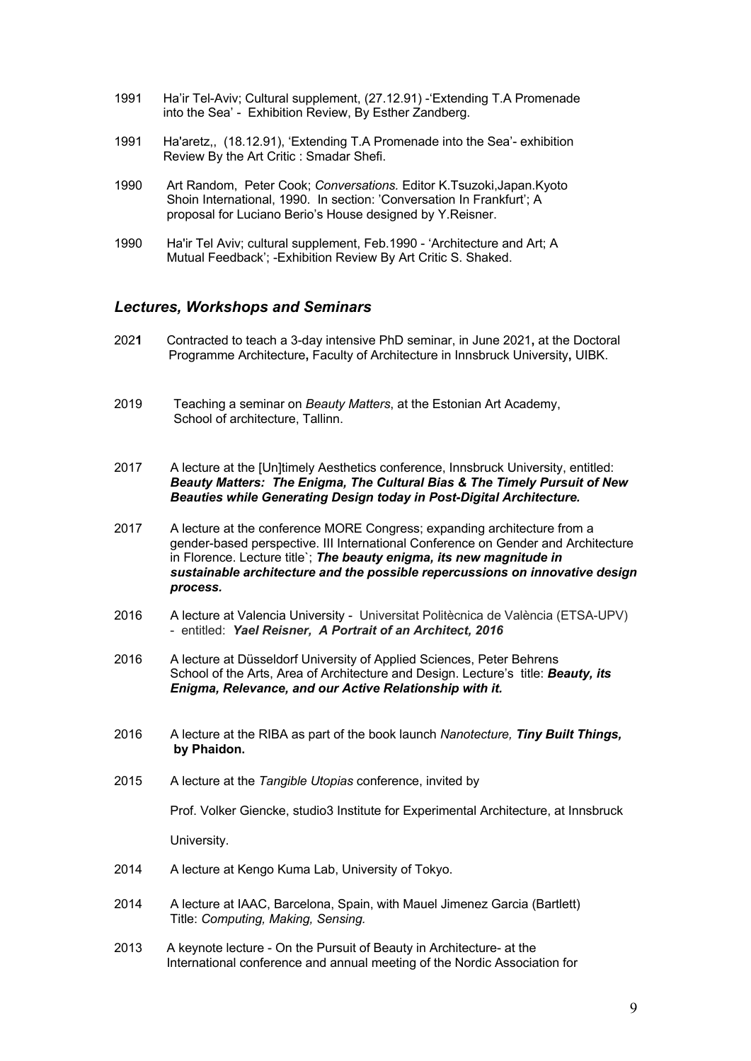1991 Ha'ir Tel-Aviv; Cultural supplement, (27.12.91) -'Extending T.A Promenade into the Sea' - Exhibition Review, By Esther Zandberg.

1991 Ha'aretz,, (18.12.91), 'Extending T.A Promenade into the Sea'- exhibition Review By the Art Critic : Smadar Shefi.

1990 Art Random, Peter Cook; *Conversations.* Editor K.Tsuzoki,Japan.Kyoto Shoin International, 1990. In section: 'Conversation In Frankfurt'; A proposal for Luciano Berio's House designed by Y.Reisner.

1990 Ha'ir Tel Aviv; cultural supplement, Feb.1990 - 'Architecture and Art; A Mutual Feedback'; -Exhibition Review By Art Critic S. Shaked.

## *Lectures, Workshops and Seminars*

202**1** Contracted to teach a 3-day intensive PhD seminar, in June 2021**,** at the Doctoral Programme Architecture**,** Faculty of Architecture in Innsbruck University**,** UIBK.

2019 Teaching a seminar on *Beauty Matters*, at the Estonian Art Academy, School of architecture, Tallinn.

2017 A lecture at the [Un]timely Aesthetics conference, Innsbruck University, entitled: ***Beauty Matters: The Enigma, The Cultural Bias & The Timely Pursuit of New Beauties while Generating Design today in Post-Digital Architecture.***

2017 A lecture at the conference MORE Congress; expanding architecture from a gender-based perspective. III International Conference on Gender and Architecture in Florence. Lecture title`; ***The beauty enigma, its new magnitude in sustainable architecture and the possible repercussions on innovative design process.***

2016 A lecture at Valencia University - Universitat Politècnica de València (ETSA-UPV) - entitled: ***Yael Reisner, A Portrait of an Architect, 2016***

2016 A lecture at Düsseldorf University of Applied Sciences, Peter Behrens School of the Arts, Area of Architecture and Design. Lecture's title: ***Beauty, its Enigma, Relevance, and our Active Relationship with it.***

2016 A lecture at the RIBA as part of the book launch *Nanotecture,* ***Tiny Built Things, by Phaidon.***

2015 A lecture at the *Tangible Utopias* conference, invited by

Prof. Volker Giencke, studio3 Institute for Experimental Architecture, at Innsbruck

University.

2014 A lecture at Kengo Kuma Lab, University of Tokyo.

2014 A lecture at IAAC, Barcelona, Spain, with Mauel Jimenez Garcia (Bartlett) Title: *Computing, Making, Sensing.*

2013 A keynote lecture - On the Pursuit of Beauty in Architecture- at the International conference and annual meeting of the Nordic Association for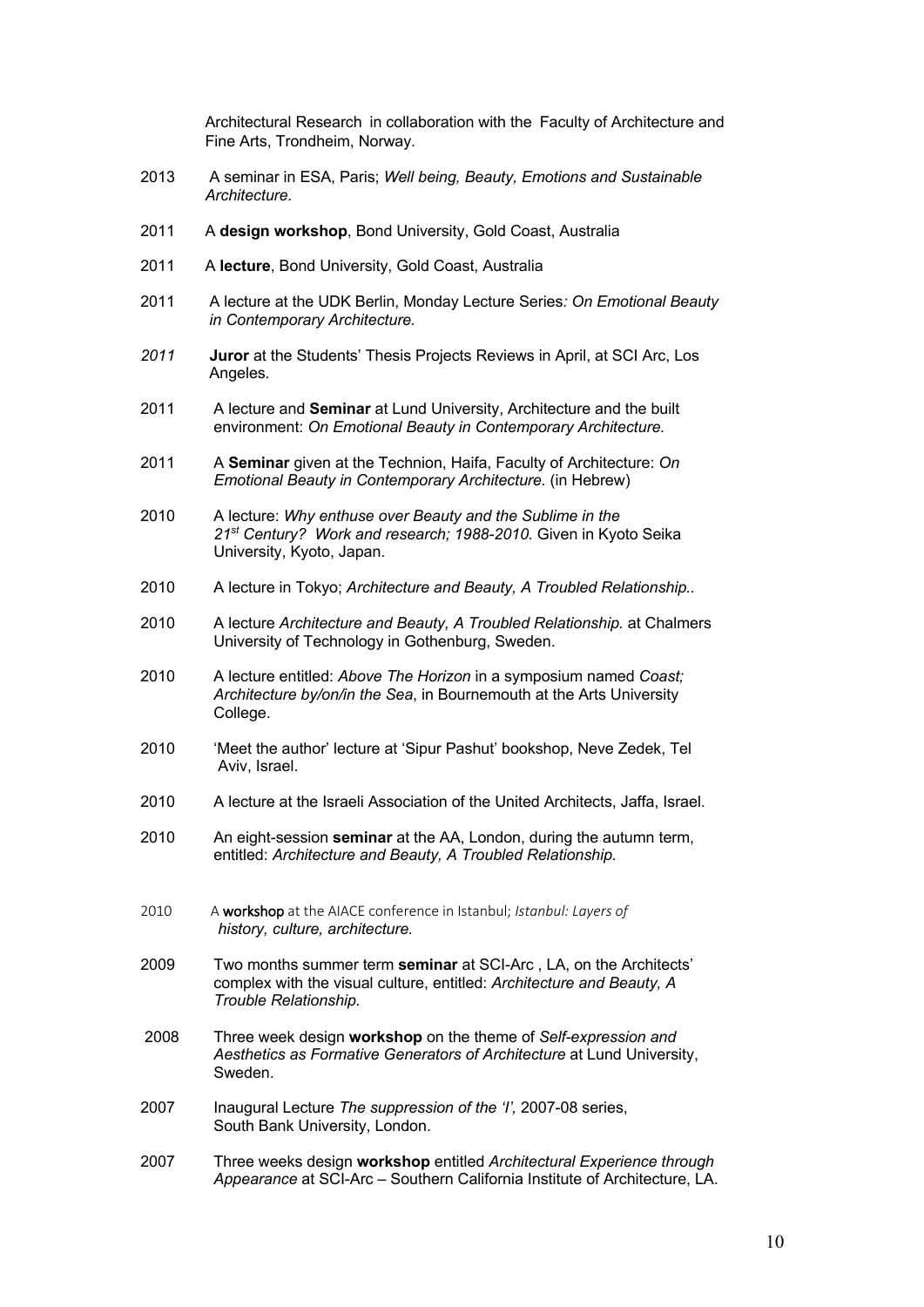Architectural Research in collaboration with the Faculty of Architecture and Fine Arts, Trondheim, Norway.

2013 A seminar in ESA, Paris; *Well being, Beauty, Emotions and Sustainable Architecture.*

2011 A **design workshop**, Bond University, Gold Coast, Australia

2011 A **lecture**, Bond University, Gold Coast, Australia

2011 A lecture at the UDK Berlin, Monday Lecture Series*: On Emotional Beauty in Contemporary Architecture.*

*2011* **Juror** at the Students' Thesis Projects Reviews in April, at SCI Arc, Los Angeles.

2011 A lecture and **Seminar** at Lund University, Architecture and the built environment: *On Emotional Beauty in Contemporary Architecture.*

2011 A **Seminar** given at the Technion, Haifa, Faculty of Architecture: *On Emotional Beauty in Contemporary Architecture.* (in Hebrew)

2010 A lecture: *Why enthuse over Beauty and the Sublime in the 21st Century? Work and research; 1988-2010.* Given in Kyoto Seika University, Kyoto, Japan.

2010 A lecture in Tokyo; *Architecture and Beauty, A Troubled Relationship..*

2010 A lecture *Architecture and Beauty, A Troubled Relationship.* at Chalmers University of Technology in Gothenburg, Sweden.

2010 A lecture entitled: *Above The Horizon* in a symposium named *Coast; Architecture by/on/in the Sea*, in Bournemouth at the Arts University College.

2010 'Meet the author' lecture at 'Sipur Pashut' bookshop, Neve Zedek, Tel Aviv, Israel.

2010 A lecture at the Israeli Association of the United Architects, Jaffa, Israel.

2010 An eight-session **seminar** at the AA, London, during the autumn term, entitled: *Architecture and Beauty, A Troubled Relationship.*

2010 A **workshop** at the AIACE conference in Istanbul; *Istanbul: Layers of history, culture, architecture.*

2009 Two months summer term **seminar** at SCI-Arc , LA, on the Architects' complex with the visual culture, entitled: *Architecture and Beauty, A Trouble Relationship.*

2008 Three week design **workshop** on the theme of *Self-expression and Aesthetics as Formative Generators of Architecture* at Lund University, Sweden.

2007 Inaugural Lecture *The suppression of the 'I',* 2007-08 series, South Bank University, London.

2007 Three weeks design **workshop** entitled *Architectural Experience through Appearance* at SCI-Arc – Southern California Institute of Architecture, LA.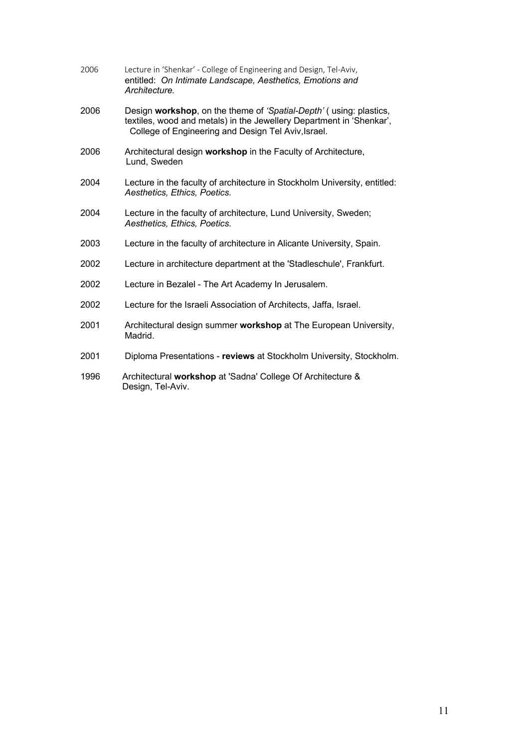2006 Lecture in 'Shenkar' - College of Engineering and Design, Tel-Aviv, entitled: *On Intimate Landscape, Aesthetics, Emotions and Architecture.*

2006 Design **workshop**, on the theme of *'Spatial-Depth'* ( using: plastics, textiles, wood and metals) in the Jewellery Department in 'Shenkar', College of Engineering and Design Tel Aviv,Israel.

2006 Architectural design **workshop** in the Faculty of Architecture, Lund, Sweden

2004 Lecture in the faculty of architecture in Stockholm University, entitled: *Aesthetics, Ethics, Poetics.*

2004 Lecture in the faculty of architecture, Lund University, Sweden; *Aesthetics, Ethics, Poetics.*

2003 Lecture in the faculty of architecture in Alicante University, Spain.

2002 Lecture in architecture department at the 'Stadleschule', Frankfurt.

2002 Lecture in Bezalel - The Art Academy In Jerusalem.

2002 Lecture for the Israeli Association of Architects, Jaffa, Israel.

2001 Architectural design summer **workshop** at The European University, Madrid.

2001 Diploma Presentations - **reviews** at Stockholm University, Stockholm.

1996 Architectural **workshop** at 'Sadna' College Of Architecture & Design, Tel-Aviv.